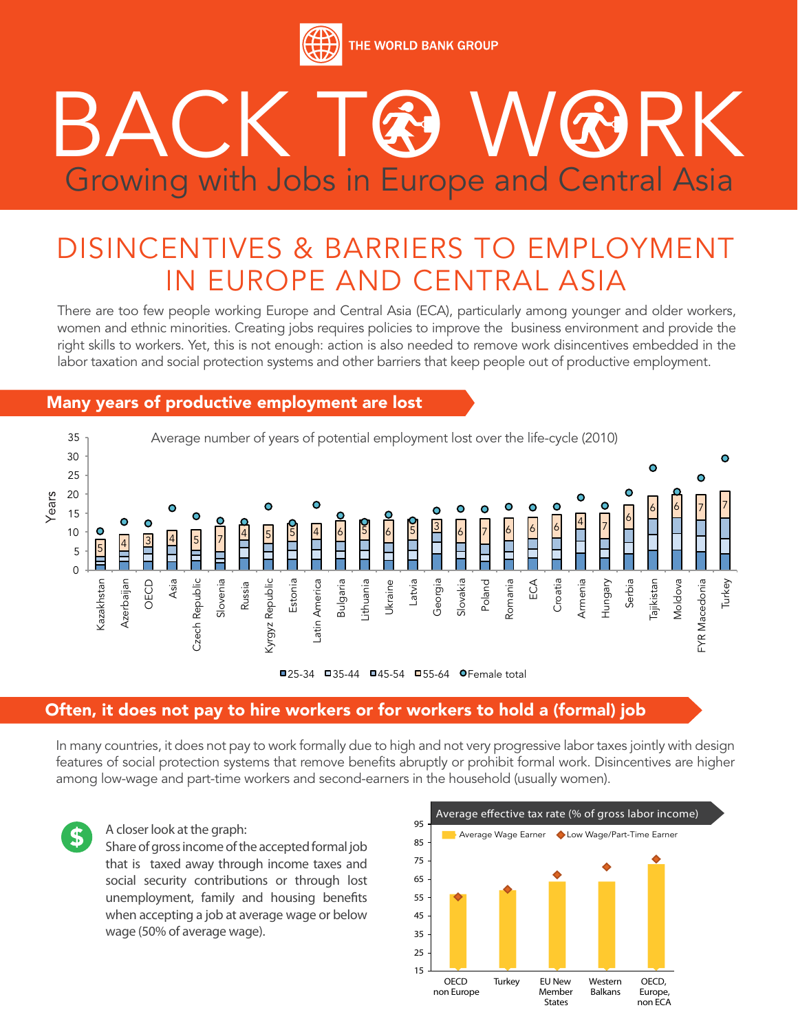THE WORLD BANK GROUP

# BACK TO WORK

## Growing with Jobs in Europe and Central Asia

## DISINCENTIVES & BARRIERS TO EMPLOYMENT IN EUROPE AND CENTRAL ASIA

There are too few people working Europe and Central Asia (ECA), particularly among younger and older workers, women and ethnic minorities. Creating jobs requires policies to improve the business environment and provide the right skills to workers. Yet, this is not enough: action is also needed to remove work disincentives embedded in the labor taxation and social protection systems and other barriers that keep people out of productive employment.

### Many years of productive employment are lost

Average number of years of potential employment lost over the life-cycle (2010)

Legend: 25-34, 35-44, 45-54, 55-64, Female total

Countries: Kazakhstan, Azerbaijan, OECD, Asia, Czech Republic, Slovenia, Russia, Kyrgyz Republic, Estonia, Latin America, Bulgaria, Lithuania, Ukraine, Latvia, Georgia, Slovakia, Poland, Romania, ECA, Croatia, Armenia, Hungary, Serbia, Tajikistan, Moldova, FYR Macedonia, Turkey

### Often, it does not pay to hire workers or for workers to hold a (formal) job

In many countries, it does not pay to work formally due to high and not very progressive labor taxes jointly with design features of social protection systems that remove benefits abruptly or prohibit formal work. Disincentives are higher among low-wage and part-time workers and second-earners in the household (usually women).

A closer look at the graph:
Share of gross income of the accepted formal job that is taxed away through income taxes and social security contributions or through lost unemployment, family and housing benefits when accepting a job at average wage or below wage (50% of average wage).

Average effective tax rate (% of gross labor income)

Legend: Average Wage Earner, Low Wage/Part-Time Earner

Groups: OECD non Europe, Turkey, EU New Member States, Western Balkans, OECD, Europe, non ECA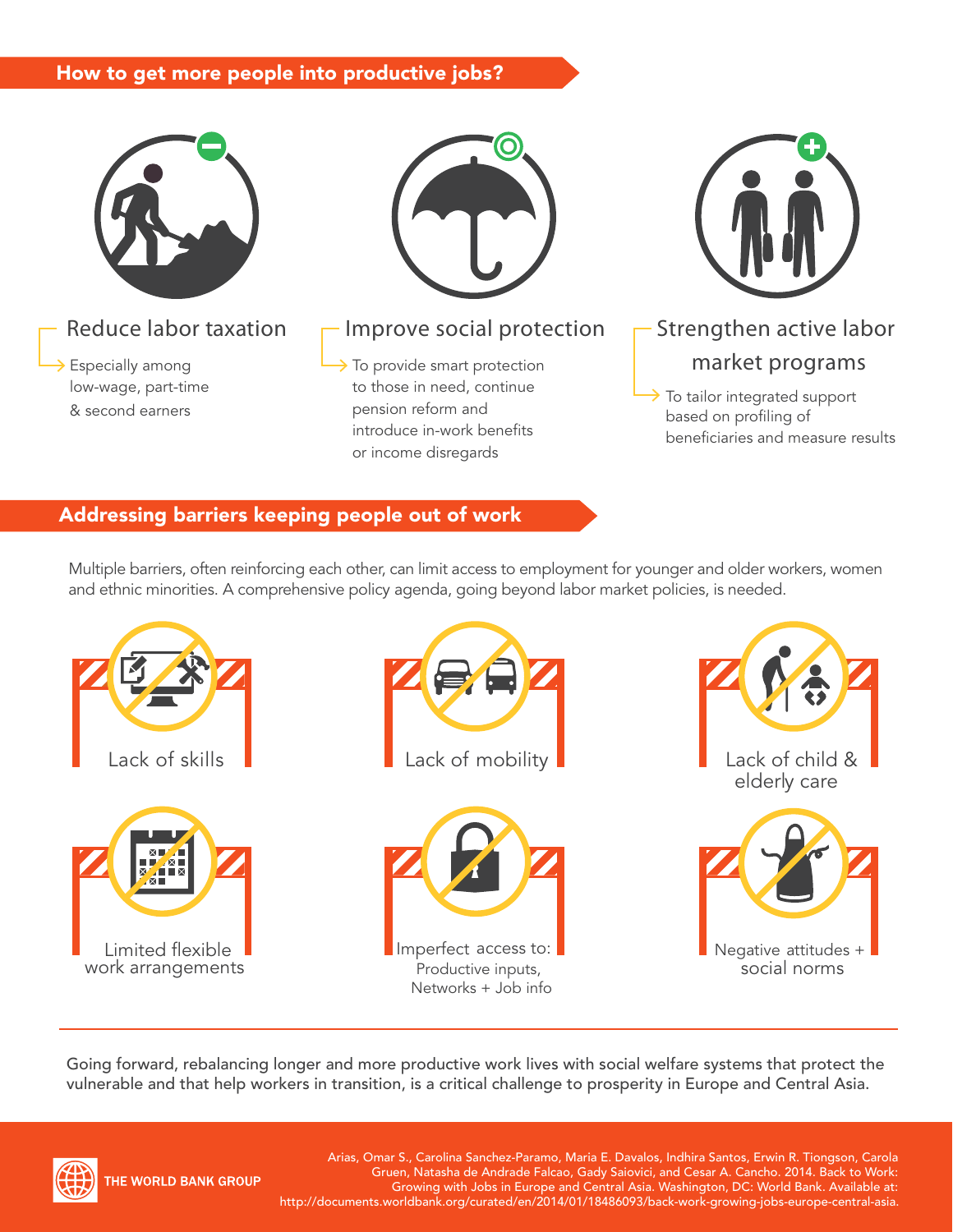## How to get more people into productive jobs?

### Reduce labor taxation

Especially among low-wage, part-time & second earners

### Improve social protection

To provide smart protection to those in need, continue pension reform and introduce in-work benefits or income disregards

### Strengthen active labor market programs

To tailor integrated support based on profiling of beneficiaries and measure results

## Addressing barriers keeping people out of work

Multiple barriers, often reinforcing each other, can limit access to employment for younger and older workers, women and ethnic minorities. A comprehensive policy agenda, going beyond labor market policies, is needed.

- Lack of skills
- Lack of mobility
- Lack of child & elderly care
- Limited flexible work arrangements
- Imperfect access to: Productive inputs, Networks + Job info
- Negative attitudes + social norms

Going forward, rebalancing longer and more productive work lives with social welfare systems that protect the vulnerable and that help workers in transition, is a critical challenge to prosperity in Europe and Central Asia.

THE WORLD BANK GROUP

Arias, Omar S., Carolina Sanchez-Paramo, Maria E. Davalos, Indhira Santos, Erwin R. Tiongson, Carola Gruen, Natasha de Andrade Falcao, Gady Saiovici, and Cesar A. Cancho. 2014. Back to Work: Growing with Jobs in Europe and Central Asia. Washington, DC: World Bank. Available at: http://documents.worldbank.org/curated/en/2014/01/18486093/back-work-growing-jobs-europe-central-asia.